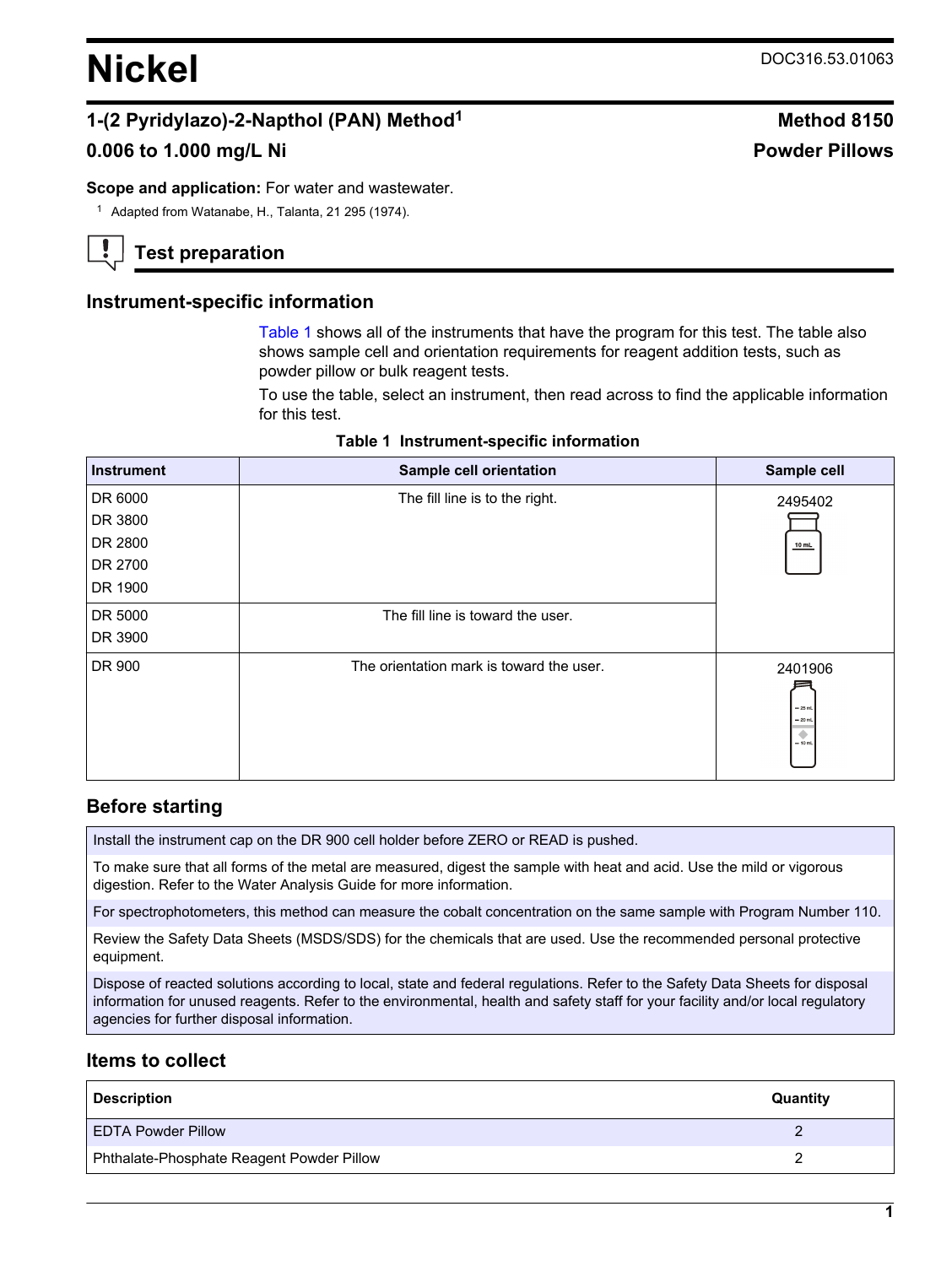# Nickel

DOC316.53.01063

## 1-(2 Pyridylazo)-2-Napthol (PAN) Method[1]

**Method 8150**

## 0.006 to 1.000 mg/L Ni

**Powder Pillows**

**Scope and application:** For water and wastewater.

[1] Adapted from Watanabe, H., Talanta, 21 295 (1974).

## Test preparation

### Instrument-specific information

Table 1 shows all of the instruments that have the program for this test. The table also shows sample cell and orientation requirements for reagent addition tests, such as powder pillow or bulk reagent tests.

To use the table, select an instrument, then read across to find the applicable information for this test.

**Table 1 Instrument-specific information**

| Instrument | Sample cell orientation | Sample cell |
| --- | --- | --- |
| DR 6000<br>DR 3800<br>DR 2800<br>DR 2700<br>DR 1900 | The fill line is to the right. | 2495402 |
| DR 5000<br>DR 3900 | The fill line is toward the user. | 2495402 |
| DR 900 | The orientation mark is toward the user. | 2401906 |

### Before starting

Install the instrument cap on the DR 900 cell holder before ZERO or READ is pushed.

To make sure that all forms of the metal are measured, digest the sample with heat and acid. Use the mild or vigorous digestion. Refer to the Water Analysis Guide for more information.

For spectrophotometers, this method can measure the cobalt concentration on the same sample with Program Number 110.

Review the Safety Data Sheets (MSDS/SDS) for the chemicals that are used. Use the recommended personal protective equipment.

Dispose of reacted solutions according to local, state and federal regulations. Refer to the Safety Data Sheets for disposal information for unused reagents. Refer to the environmental, health and safety staff for your facility and/or local regulatory agencies for further disposal information.

### Items to collect

| Description | Quantity |
| --- | --- |
| EDTA Powder Pillow | 2 |
| Phthalate-Phosphate Reagent Powder Pillow | 2 |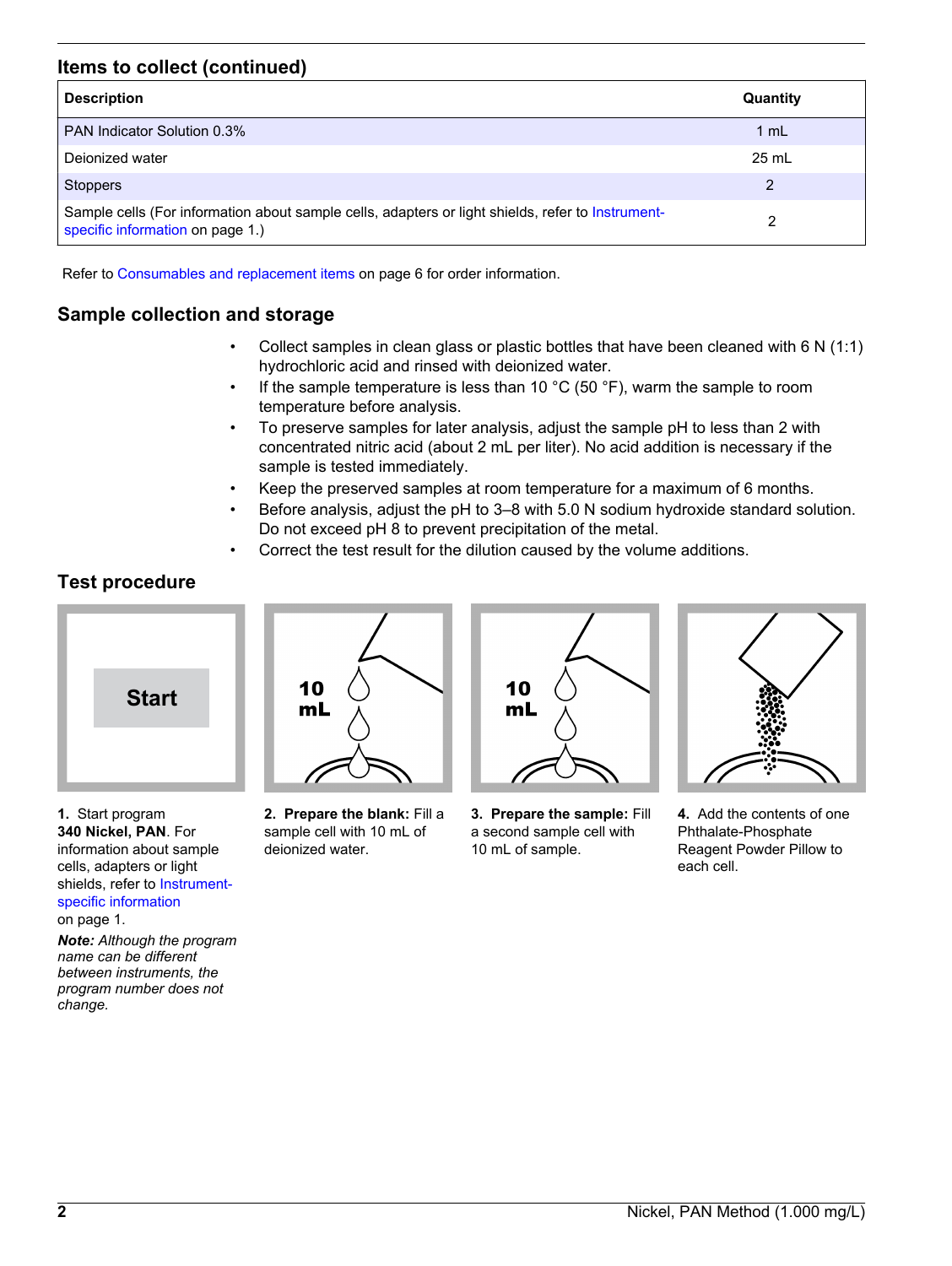## Items to collect (continued)

| Description | Quantity |
| --- | --- |
| PAN Indicator Solution 0.3% | 1 mL |
| Deionized water | 25 mL |
| Stoppers | 2 |
| Sample cells (For information about sample cells, adapters or light shields, refer to Instrument-specific information on page 1.) | 2 |

Refer to Consumables and replacement items on page 6 for order information.

## Sample collection and storage

- Collect samples in clean glass or plastic bottles that have been cleaned with 6 N (1:1) hydrochloric acid and rinsed with deionized water.
- If the sample temperature is less than 10 °C (50 °F), warm the sample to room temperature before analysis.
- To preserve samples for later analysis, adjust the sample pH to less than 2 with concentrated nitric acid (about 2 mL per liter). No acid addition is necessary if the sample is tested immediately.
- Keep the preserved samples at room temperature for a maximum of 6 months.
- Before analysis, adjust the pH to 3–8 with 5.0 N sodium hydroxide standard solution. Do not exceed pH 8 to prevent precipitation of the metal.
- Correct the test result for the dilution caused by the volume additions.

## Test procedure

**1.** Start program **340 Nickel, PAN**. For information about sample cells, adapters or light shields, refer to Instrument-specific information on page 1.

***Note:*** *Although the program name can be different between instruments, the program number does not change.*

**2. Prepare the blank:** Fill a sample cell with 10 mL of deionized water.

**3. Prepare the sample:** Fill a second sample cell with 10 mL of sample.

**4.** Add the contents of one Phthalate-Phosphate Reagent Powder Pillow to each cell.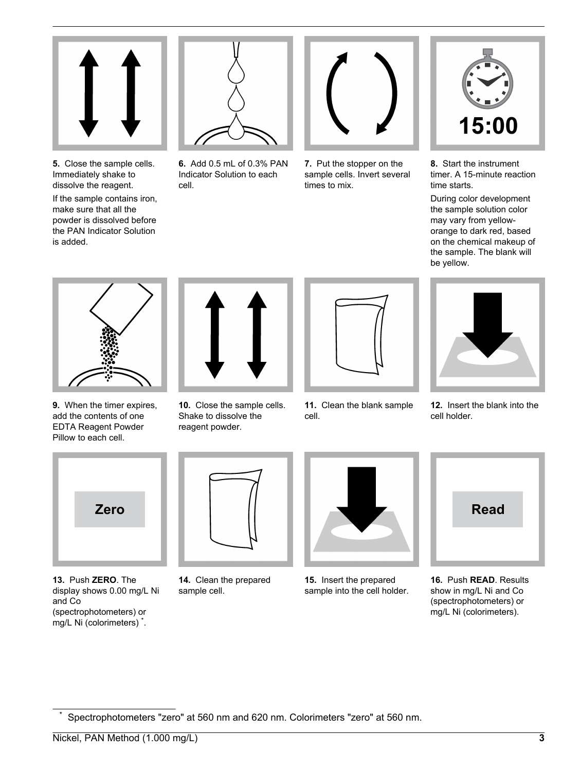**5.** Close the sample cells. Immediately shake to dissolve the reagent.

If the sample contains iron, make sure that all the powder is dissolved before the PAN Indicator Solution is added.

**6.** Add 0.5 mL of 0.3% PAN Indicator Solution to each cell.

**7.** Put the stopper on the sample cells. Invert several times to mix.

**8.** Start the instrument timer. A 15-minute reaction time starts.

During color development the sample solution color may vary from yellow-orange to dark red, based on the chemical makeup of the sample. The blank will be yellow.

**9.** When the timer expires, add the contents of one EDTA Reagent Powder Pillow to each cell.

**10.** Close the sample cells. Shake to dissolve the reagent powder.

**11.** Clean the blank sample cell.

**12.** Insert the blank into the cell holder.

**13.** Push **ZERO**. The display shows 0.00 mg/L Ni and Co (spectrophotometers) or mg/L Ni (colorimeters) *.

**14.** Clean the prepared sample cell.

**15.** Insert the prepared sample into the cell holder.

**16.** Push **READ**. Results show in mg/L Ni and Co (spectrophotometers) or mg/L Ni (colorimeters).

* Spectrophotometers "zero" at 560 nm and 620 nm. Colorimeters "zero" at 560 nm.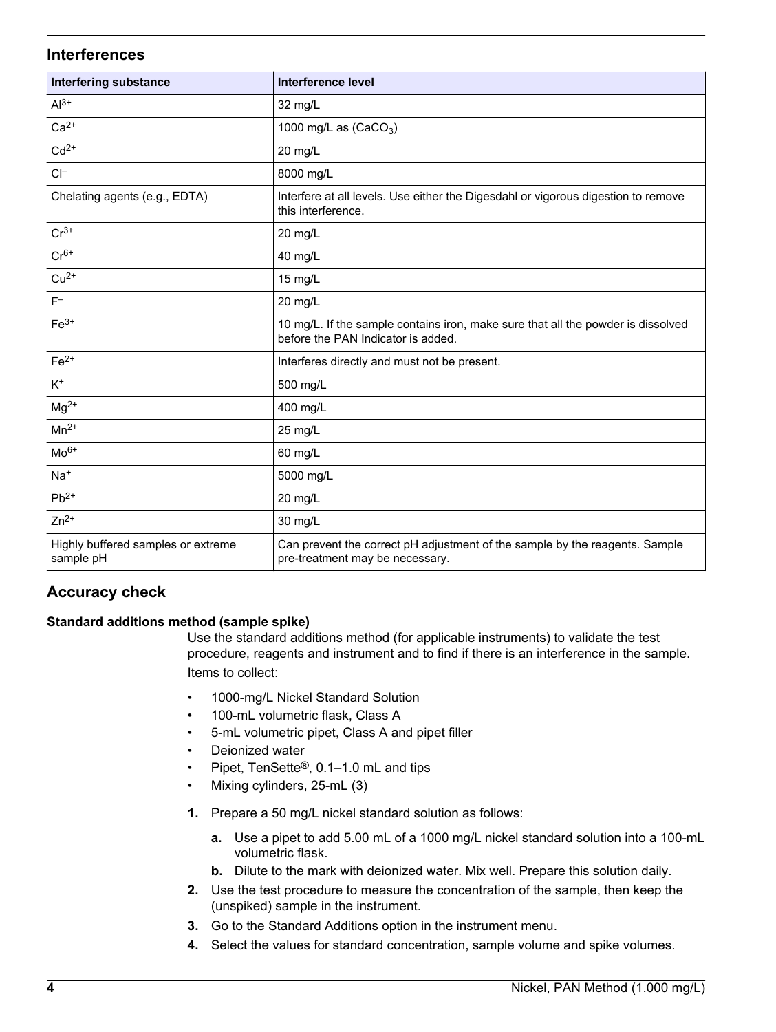## Interferences

| Interfering substance | Interference level |
|---|---|
| $Al^{3+}$ | 32 mg/L |
| $Ca^{2+}$ | 1000 mg/L as ($CaCO_3$) |
| $Cd^{2+}$ | 20 mg/L |
| $Cl^{-}$ | 8000 mg/L |
| Chelating agents (e.g., EDTA) | Interfere at all levels. Use either the Digesdahl or vigorous digestion to remove this interference. |
| $Cr^{3+}$ | 20 mg/L |
| $Cr^{6+}$ | 40 mg/L |
| $Cu^{2+}$ | 15 mg/L |
| $F^{-}$ | 20 mg/L |
| $Fe^{3+}$ | 10 mg/L. If the sample contains iron, make sure that all the powder is dissolved before the PAN Indicator is added. |
| $Fe^{2+}$ | Interferes directly and must not be present. |
| $K^{+}$ | 500 mg/L |
| $Mg^{2+}$ | 400 mg/L |
| $Mn^{2+}$ | 25 mg/L |
| $Mo^{6+}$ | 60 mg/L |
| $Na^{+}$ | 5000 mg/L |
| $Pb^{2+}$ | 20 mg/L |
| $Zn^{2+}$ | 30 mg/L |
| Highly buffered samples or extreme sample pH | Can prevent the correct pH adjustment of the sample by the reagents. Sample pre-treatment may be necessary. |

## Accuracy check

### Standard additions method (sample spike)

Use the standard additions method (for applicable instruments) to validate the test procedure, reagents and instrument and to find if there is an interference in the sample.

Items to collect:

- 1000-mg/L Nickel Standard Solution
- 100-mL volumetric flask, Class A
- 5-mL volumetric pipet, Class A and pipet filler
- Deionized water
- Pipet, TenSette®, 0.1–1.0 mL and tips
- Mixing cylinders, 25-mL (3)

1. Prepare a 50 mg/L nickel standard solution as follows:
   a. Use a pipet to add 5.00 mL of a 1000 mg/L nickel standard solution into a 100-mL volumetric flask.
   b. Dilute to the mark with deionized water. Mix well. Prepare this solution daily.
2. Use the test procedure to measure the concentration of the sample, then keep the (unspiked) sample in the instrument.
3. Go to the Standard Additions option in the instrument menu.
4. Select the values for standard concentration, sample volume and spike volumes.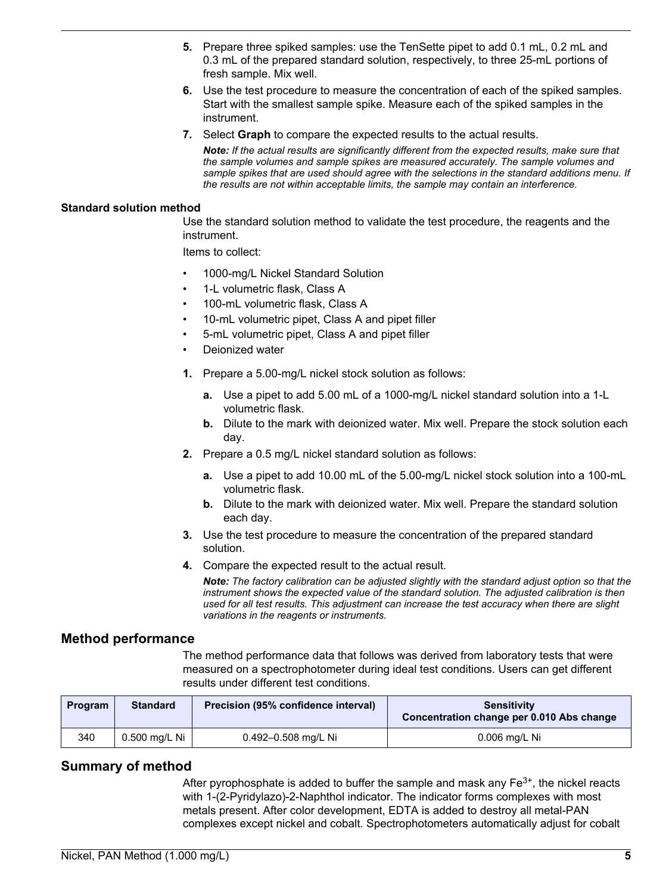5. Prepare three spiked samples: use the TenSette pipet to add 0.1 mL, 0.2 mL and 0.3 mL of the prepared standard solution, respectively, to three 25-mL portions of fresh sample. Mix well.
6. Use the test procedure to measure the concentration of each of the spiked samples. Start with the smallest sample spike. Measure each of the spiked samples in the instrument.
7. Select **Graph** to compare the expected results to the actual results.

   ***Note:*** *If the actual results are significantly different from the expected results, make sure that the sample volumes and sample spikes are measured accurately. The sample volumes and sample spikes that are used should agree with the selections in the standard additions menu. If the results are not within acceptable limits, the sample may contain an interference.*

### Standard solution method

Use the standard solution method to validate the test procedure, the reagents and the instrument.

Items to collect:

- 1000-mg/L Nickel Standard Solution
- 1-L volumetric flask, Class A
- 100-mL volumetric flask, Class A
- 10-mL volumetric pipet, Class A and pipet filler
- 5-mL volumetric pipet, Class A and pipet filler
- Deionized water

1. Prepare a 5.00-mg/L nickel stock solution as follows:
   a. Use a pipet to add 5.00 mL of a 1000-mg/L nickel standard solution into a 1-L volumetric flask.
   b. Dilute to the mark with deionized water. Mix well. Prepare the stock solution each day.
2. Prepare a 0.5 mg/L nickel standard solution as follows:
   a. Use a pipet to add 10.00 mL of the 5.00-mg/L nickel stock solution into a 100-mL volumetric flask.
   b. Dilute to the mark with deionized water. Mix well. Prepare the standard solution each day.
3. Use the test procedure to measure the concentration of the prepared standard solution.
4. Compare the expected result to the actual result.

   ***Note:*** *The factory calibration can be adjusted slightly with the standard adjust option so that the instrument shows the expected value of the standard solution. The adjusted calibration is then used for all test results. This adjustment can increase the test accuracy when there are slight variations in the reagents or instruments.*

## Method performance

The method performance data that follows was derived from laboratory tests that were measured on a spectrophotometer during ideal test conditions. Users can get different results under different test conditions.

| Program | Standard | Precision (95% confidence interval) | Sensitivity Concentration change per 0.010 Abs change |
|---|---|---|---|
| 340 | 0.500 mg/L Ni | 0.492–0.508 mg/L Ni | 0.006 mg/L Ni |

## Summary of method

After pyrophosphate is added to buffer the sample and mask any $Fe^{3+}$, the nickel reacts with 1-(2-Pyridylazo)-2-Naphthol indicator. The indicator forms complexes with most metals present. After color development, EDTA is added to destroy all metal-PAN complexes except nickel and cobalt. Spectrophotometers automatically adjust for cobalt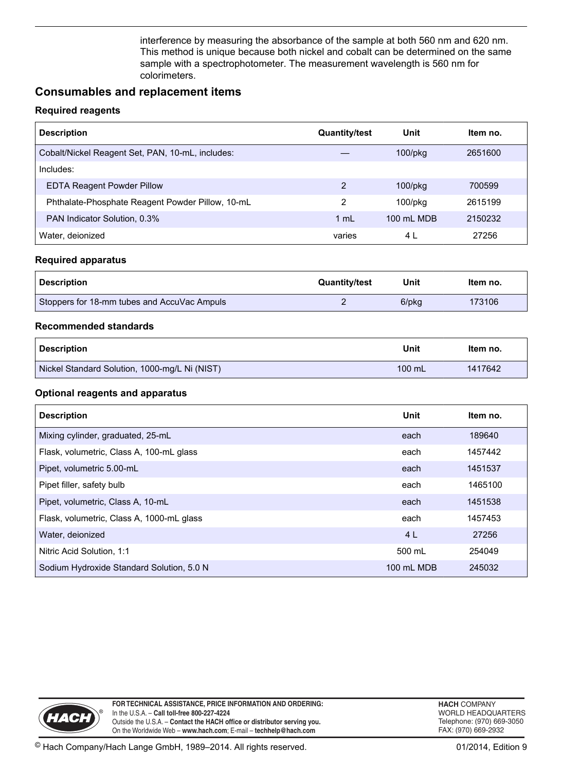interference by measuring the absorbance of the sample at both 560 nm and 620 nm. This method is unique because both nickel and cobalt can be determined on the same sample with a spectrophotometer. The measurement wavelength is 560 nm for colorimeters.

## Consumables and replacement items

### Required reagents

| Description | Quantity/test | Unit | Item no. |
|---|---|---|---|
| Cobalt/Nickel Reagent Set, PAN, 10-mL, includes: | — | 100/pkg | 2651600 |
| Includes: | | | |
| EDTA Reagent Powder Pillow | 2 | 100/pkg | 700599 |
| Phthalate-Phosphate Reagent Powder Pillow, 10-mL | 2 | 100/pkg | 2615199 |
| PAN Indicator Solution, 0.3% | 1 mL | 100 mL MDB | 2150232 |
| Water, deionized | varies | 4 L | 27256 |

### Required apparatus

| Description | Quantity/test | Unit | Item no. |
|---|---|---|---|
| Stoppers for 18-mm tubes and AccuVac Ampuls | 2 | 6/pkg | 173106 |

### Recommended standards

| Description | Unit | Item no. |
|---|---|---|
| Nickel Standard Solution, 1000-mg/L Ni (NIST) | 100 mL | 1417642 |

### Optional reagents and apparatus

| Description | Unit | Item no. |
|---|---|---|
| Mixing cylinder, graduated, 25-mL | each | 189640 |
| Flask, volumetric, Class A, 100-mL glass | each | 1457442 |
| Pipet, volumetric 5.00-mL | each | 1451537 |
| Pipet filler, safety bulb | each | 1465100 |
| Pipet, volumetric, Class A, 10-mL | each | 1451538 |
| Flask, volumetric, Class A, 1000-mL glass | each | 1457453 |
| Water, deionized | 4 L | 27256 |
| Nitric Acid Solution, 1:1 | 500 mL | 254049 |
| Sodium Hydroxide Standard Solution, 5.0 N | 100 mL MDB | 245032 |

**FOR TECHNICAL ASSISTANCE, PRICE INFORMATION AND ORDERING:**
In the U.S.A. – **Call toll-free 800-227-4224**
Outside the U.S.A. – **Contact the HACH office or distributor serving you.**
On the Worldwide Web – **www.hach.com**; E-mail – **techhelp@hach.com**

**HACH** COMPANY
WORLD HEADQUARTERS
Telephone: (970) 669-3050
FAX: (970) 669-2932

© Hach Company/Hach Lange GmbH, 1989–2014. All rights reserved.

01/2014, Edition 9